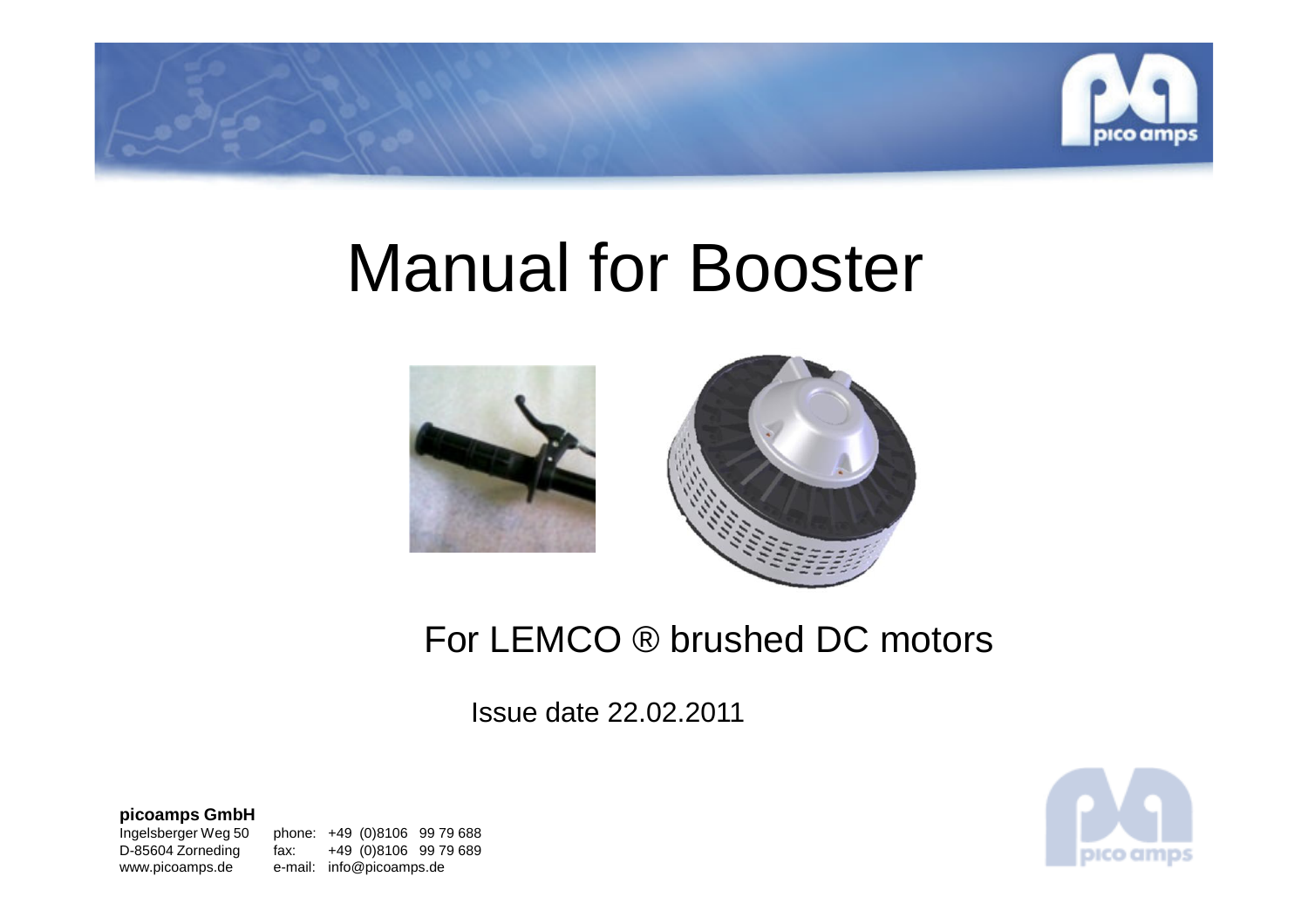# Manual for Booster

For LEMCO ® brushed DC motors

Issue date 22.02.2011

**picoamps GmbH**
Ingelsberger Weg 50
D-85604 Zorneding
www.picoamps.de

phone: +49 (0)8106 99 79 688
fax: +49 (0)8106 99 79 689
e-mail: info@picoamps.de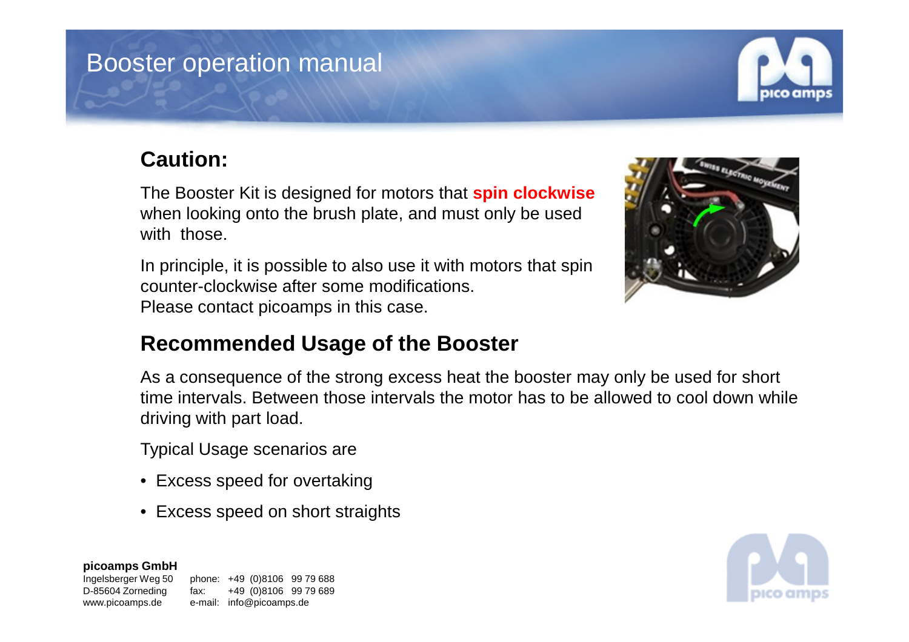# Booster operation manual

## Caution:

The Booster Kit is designed for motors that **spin clockwise** when looking onto the brush plate, and must only be used with those.

In principle, it is possible to also use it with motors that spin counter-clockwise after some modifications.
Please contact picoamps in this case.

## Recommended Usage of the Booster

As a consequence of the strong excess heat the booster may only be used for short time intervals. Between those intervals the motor has to be allowed to cool down while driving with part load.

Typical Usage scenarios are

- Excess speed for overtaking
- Excess speed on short straights

**picoamps GmbH**
Ingelsberger Weg 50
D-85604 Zorneding
www.picoamps.de

phone: +49 (0)8106 99 79 688
fax: +49 (0)8106 99 79 689
e-mail: info@picoamps.de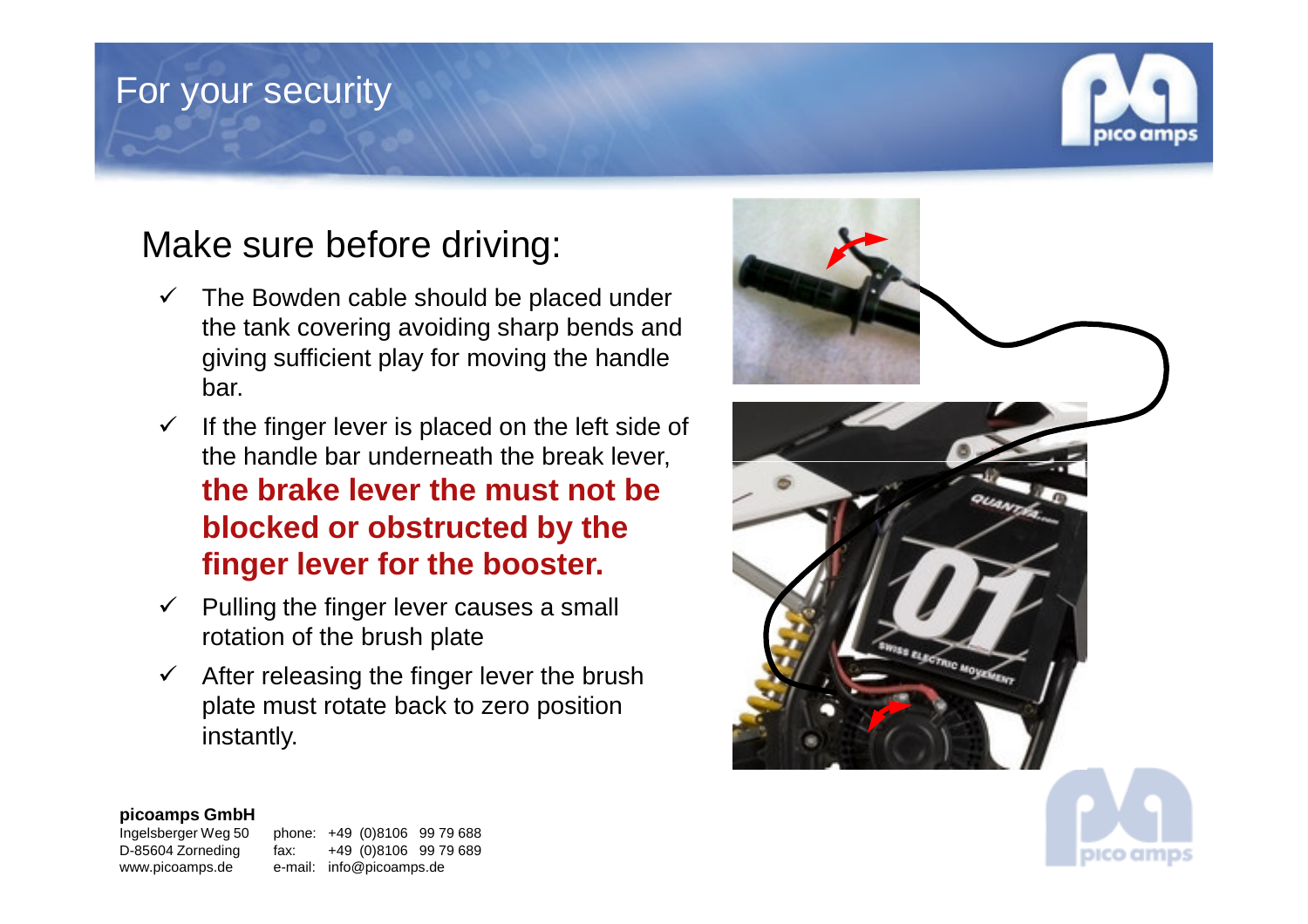# For your security

## Make sure before driving:

- ✓ The Bowden cable should be placed under the tank covering avoiding sharp bends and giving sufficient play for moving the handle bar.
- ✓ If the finger lever is placed on the left side of the handle bar underneath the break lever, **the brake lever the must not be blocked or obstructed by the finger lever for the booster.**
- ✓ Pulling the finger lever causes a small rotation of the brush plate
- ✓ After releasing the finger lever the brush plate must rotate back to zero position instantly.

**picoamps GmbH**
Ingelsberger Weg 50
D-85604 Zorneding
www.picoamps.de

phone: +49 (0)8106 99 79 688
fax: +49 (0)8106 99 79 689
e-mail: info@picoamps.de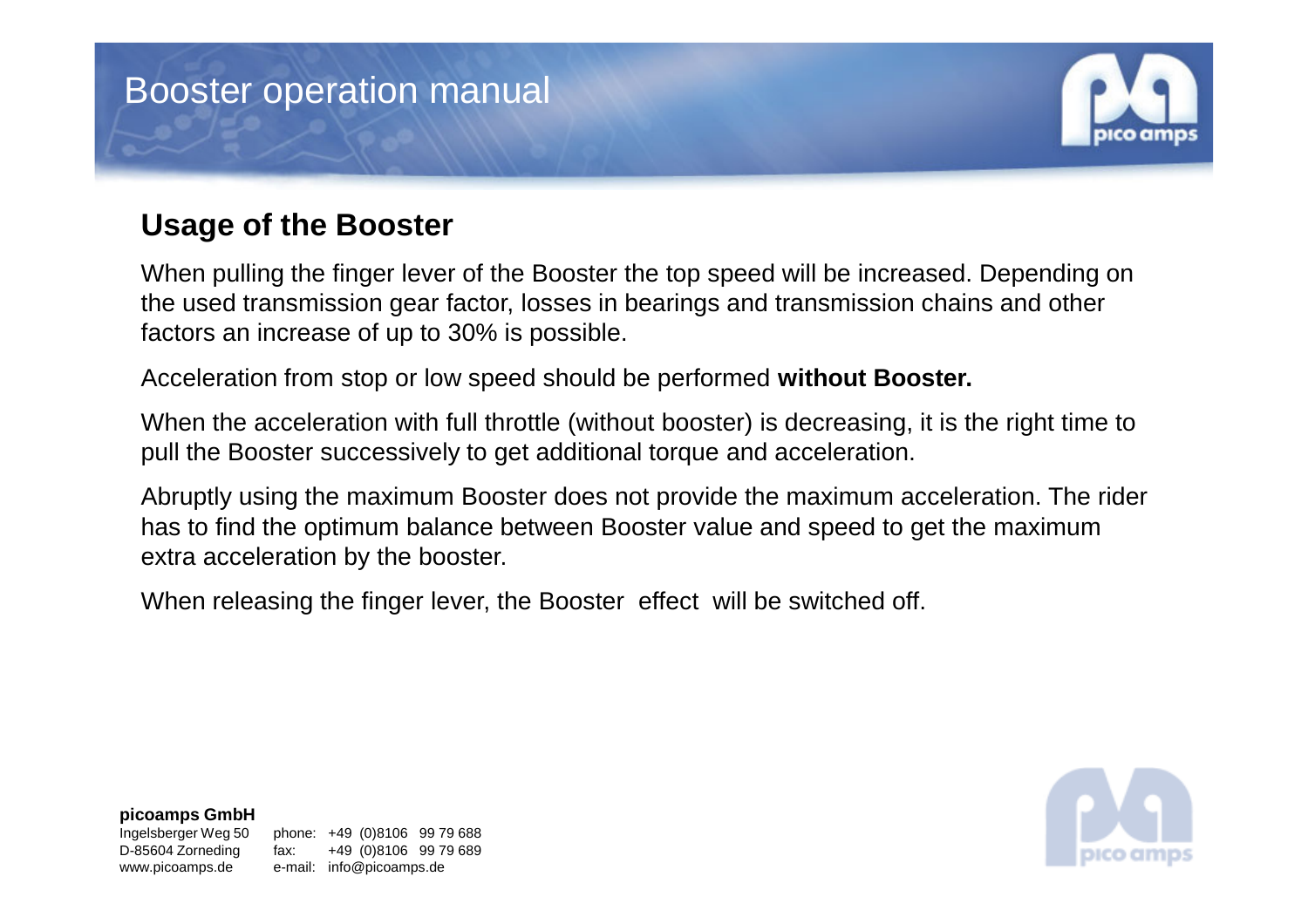## Usage of the Booster

When pulling the finger lever of the Booster the top speed will be increased. Depending on the used transmission gear factor, losses in bearings and transmission chains and other factors an increase of up to 30% is possible.

Acceleration from stop or low speed should be performed **without Booster.**

When the acceleration with full throttle (without booster) is decreasing, it is the right time to pull the Booster successively to get additional torque and acceleration.

Abruptly using the maximum Booster does not provide the maximum acceleration. The rider has to find the optimum balance between Booster value and speed to get the maximum extra acceleration by the booster.

When releasing the finger lever, the Booster effect will be switched off.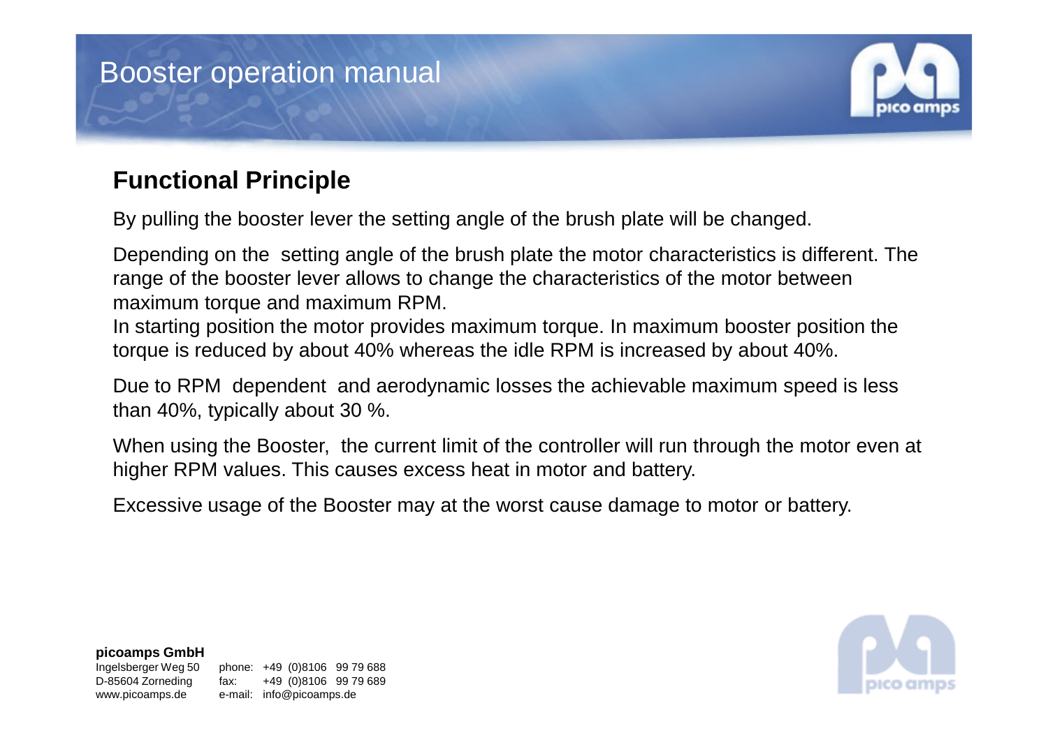## Functional Principle

By pulling the booster lever the setting angle of the brush plate will be changed.

Depending on the setting angle of the brush plate the motor characteristics is different. The range of the booster lever allows to change the characteristics of the motor between maximum torque and maximum RPM.
In starting position the motor provides maximum torque. In maximum booster position the torque is reduced by about 40% whereas the idle RPM is increased by about 40%.

Due to RPM dependent and aerodynamic losses the achievable maximum speed is less than 40%, typically about 30 %.

When using the Booster, the current limit of the controller will run through the motor even at higher RPM values. This causes excess heat in motor and battery.

Excessive usage of the Booster may at the worst cause damage to motor or battery.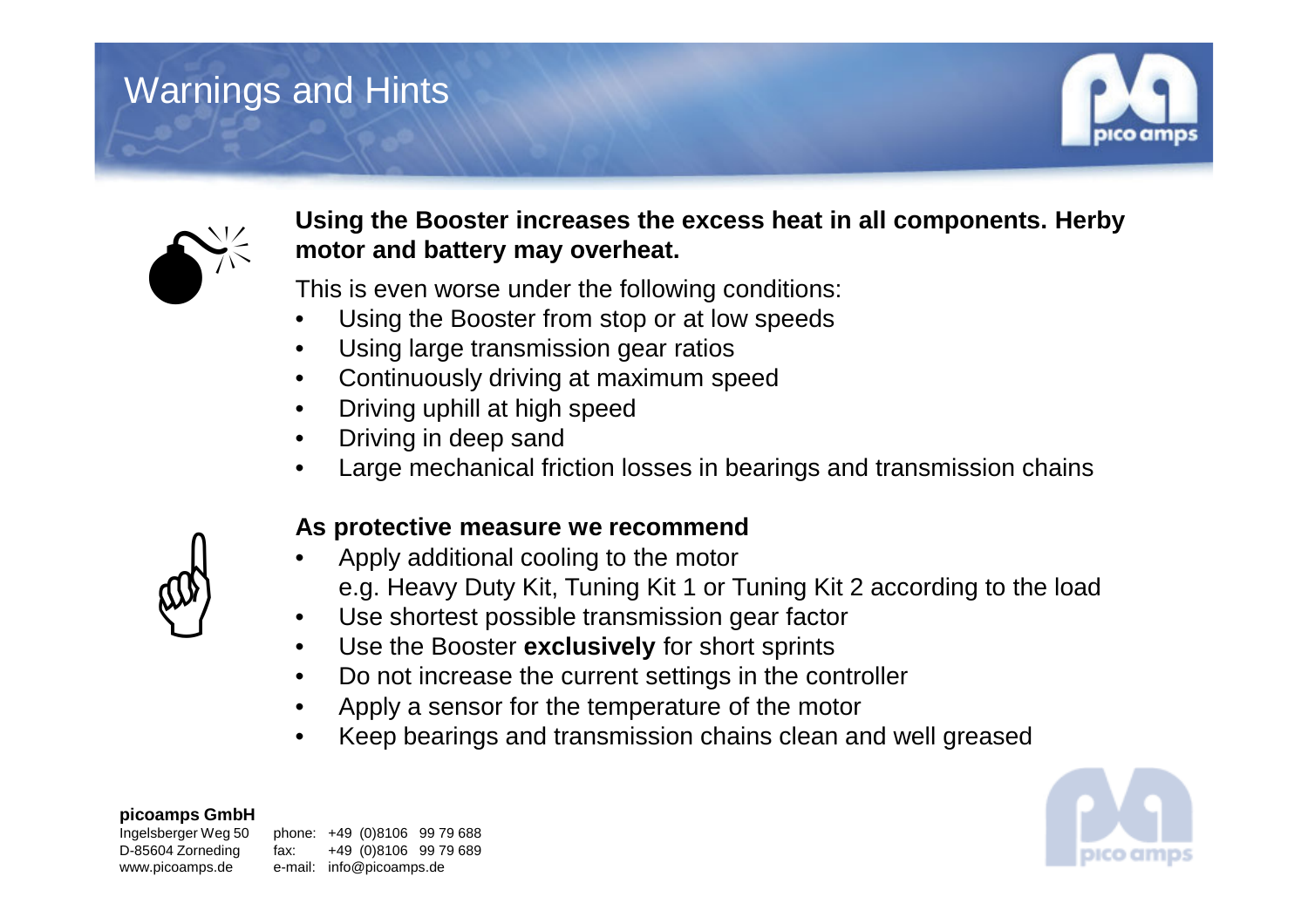# Warnings and Hints

**Using the Booster increases the excess heat in all components. Herby motor and battery may overheat.**

This is even worse under the following conditions:

- Using the Booster from stop or at low speeds
- Using large transmission gear ratios
- Continuously driving at maximum speed
- Driving uphill at high speed
- Driving in deep sand
- Large mechanical friction losses in bearings and transmission chains

**As protective measure we recommend**

- Apply additional cooling to the motor
  e.g. Heavy Duty Kit, Tuning Kit 1 or Tuning Kit 2 according to the load
- Use shortest possible transmission gear factor
- Use the Booster **exclusively** for short sprints
- Do not increase the current settings in the controller
- Apply a sensor for the temperature of the motor
- Keep bearings and transmission chains clean and well greased

**picoamps GmbH**
Ingelsberger Weg 50
D-85604 Zorneding
www.picoamps.de

phone: +49 (0)8106 99 79 688
fax: +49 (0)8106 99 79 689
e-mail: info@picoamps.de